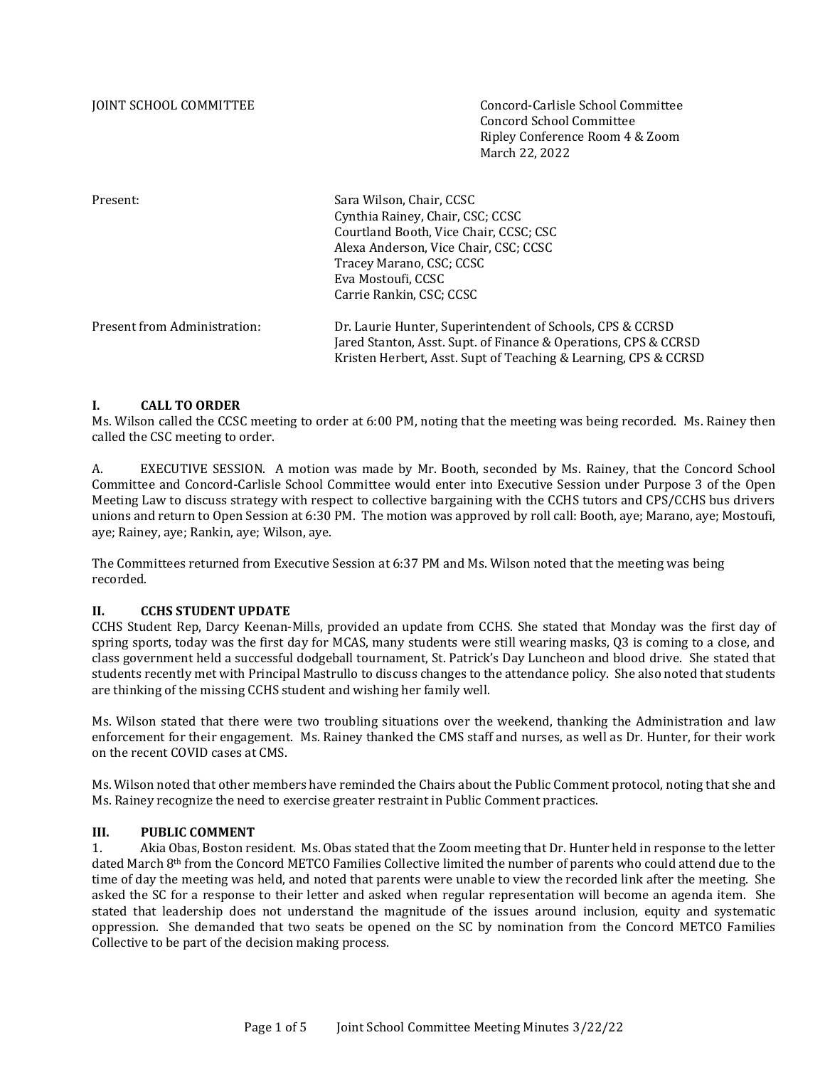JOINT SCHOOL COMMITTEE

Concord-Carlisle School Committee
Concord School Committee
Ripley Conference Room 4 & Zoom
March 22, 2022

| | |
|---|---|
| Present: | Sara Wilson, Chair, CCSC<br>Cynthia Rainey, Chair, CSC; CCSC<br>Courtland Booth, Vice Chair, CCSC; CSC<br>Alexa Anderson, Vice Chair, CSC; CCSC<br>Tracey Marano, CSC; CCSC<br>Eva Mostoufi, CCSC<br>Carrie Rankin, CSC; CCSC |
| Present from Administration: | Dr. Laurie Hunter, Superintendent of Schools, CPS & CCRSD<br>Jared Stanton, Asst. Supt. of Finance & Operations, CPS & CCRSD<br>Kristen Herbert, Asst. Supt of Teaching & Learning, CPS & CCRSD |

## I. CALL TO ORDER

Ms. Wilson called the CCSC meeting to order at 6:00 PM, noting that the meeting was being recorded. Ms. Rainey then called the CSC meeting to order.

A. EXECUTIVE SESSION. A motion was made by Mr. Booth, seconded by Ms. Rainey, that the Concord School Committee and Concord-Carlisle School Committee would enter into Executive Session under Purpose 3 of the Open Meeting Law to discuss strategy with respect to collective bargaining with the CCHS tutors and CPS/CCHS bus drivers unions and return to Open Session at 6:30 PM. The motion was approved by roll call: Booth, aye; Marano, aye; Mostoufi, aye; Rainey, aye; Rankin, aye; Wilson, aye.

The Committees returned from Executive Session at 6:37 PM and Ms. Wilson noted that the meeting was being recorded.

## II. CCHS STUDENT UPDATE

CCHS Student Rep, Darcy Keenan-Mills, provided an update from CCHS. She stated that Monday was the first day of spring sports, today was the first day for MCAS, many students were still wearing masks, Q3 is coming to a close, and class government held a successful dodgeball tournament, St. Patrick's Day Luncheon and blood drive. She stated that students recently met with Principal Mastrullo to discuss changes to the attendance policy. She also noted that students are thinking of the missing CCHS student and wishing her family well.

Ms. Wilson stated that there were two troubling situations over the weekend, thanking the Administration and law enforcement for their engagement. Ms. Rainey thanked the CMS staff and nurses, as well as Dr. Hunter, for their work on the recent COVID cases at CMS.

Ms. Wilson noted that other members have reminded the Chairs about the Public Comment protocol, noting that she and Ms. Rainey recognize the need to exercise greater restraint in Public Comment practices.

## III. PUBLIC COMMENT

1. Akia Obas, Boston resident. Ms. Obas stated that the Zoom meeting that Dr. Hunter held in response to the letter dated March 8th from the Concord METCO Families Collective limited the number of parents who could attend due to the time of day the meeting was held, and noted that parents were unable to view the recorded link after the meeting. She asked the SC for a response to their letter and asked when regular representation will become an agenda item. She stated that leadership does not understand the magnitude of the issues around inclusion, equity and systematic oppression. She demanded that two seats be opened on the SC by nomination from the Concord METCO Families Collective to be part of the decision making process.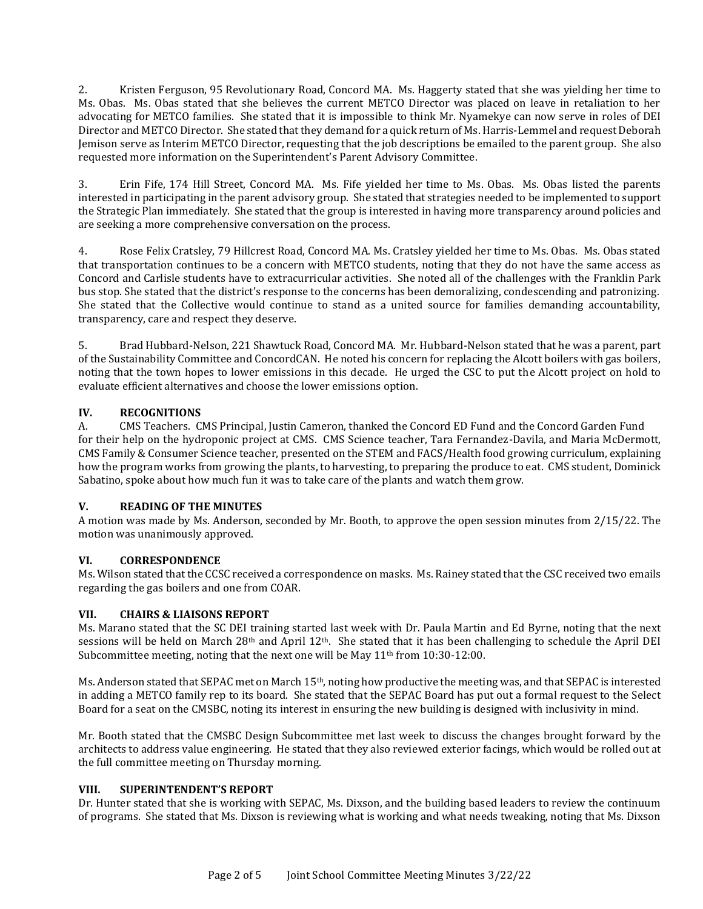2. Kristen Ferguson, 95 Revolutionary Road, Concord MA. Ms. Haggerty stated that she was yielding her time to Ms. Obas. Ms. Obas stated that she believes the current METCO Director was placed on leave in retaliation to her advocating for METCO families. She stated that it is impossible to think Mr. Nyamekye can now serve in roles of DEI Director and METCO Director. She stated that they demand for a quick return of Ms. Harris-Lemmel and request Deborah Jemison serve as Interim METCO Director, requesting that the job descriptions be emailed to the parent group. She also requested more information on the Superintendent's Parent Advisory Committee.

3. Erin Fife, 174 Hill Street, Concord MA. Ms. Fife yielded her time to Ms. Obas. Ms. Obas listed the parents interested in participating in the parent advisory group. She stated that strategies needed to be implemented to support the Strategic Plan immediately. She stated that the group is interested in having more transparency around policies and are seeking a more comprehensive conversation on the process.

4. Rose Felix Cratsley, 79 Hillcrest Road, Concord MA. Ms. Cratsley yielded her time to Ms. Obas. Ms. Obas stated that transportation continues to be a concern with METCO students, noting that they do not have the same access as Concord and Carlisle students have to extracurricular activities. She noted all of the challenges with the Franklin Park bus stop. She stated that the district's response to the concerns has been demoralizing, condescending and patronizing. She stated that the Collective would continue to stand as a united source for families demanding accountability, transparency, care and respect they deserve.

5. Brad Hubbard-Nelson, 221 Shawtuck Road, Concord MA. Mr. Hubbard-Nelson stated that he was a parent, part of the Sustainability Committee and ConcordCAN. He noted his concern for replacing the Alcott boilers with gas boilers, noting that the town hopes to lower emissions in this decade. He urged the CSC to put the Alcott project on hold to evaluate efficient alternatives and choose the lower emissions option.

## IV. RECOGNITIONS

A. CMS Teachers. CMS Principal, Justin Cameron, thanked the Concord ED Fund and the Concord Garden Fund for their help on the hydroponic project at CMS. CMS Science teacher, Tara Fernandez-Davila, and Maria McDermott, CMS Family & Consumer Science teacher, presented on the STEM and FACS/Health food growing curriculum, explaining how the program works from growing the plants, to harvesting, to preparing the produce to eat. CMS student, Dominick Sabatino, spoke about how much fun it was to take care of the plants and watch them grow.

## V. READING OF THE MINUTES

A motion was made by Ms. Anderson, seconded by Mr. Booth, to approve the open session minutes from 2/15/22. The motion was unanimously approved.

## VI. CORRESPONDENCE

Ms. Wilson stated that the CCSC received a correspondence on masks. Ms. Rainey stated that the CSC received two emails regarding the gas boilers and one from COAR.

## VII. CHAIRS & LIAISONS REPORT

Ms. Marano stated that the SC DEI training started last week with Dr. Paula Martin and Ed Byrne, noting that the next sessions will be held on March 28th and April 12th. She stated that it has been challenging to schedule the April DEI Subcommittee meeting, noting that the next one will be May 11th from 10:30-12:00.

Ms. Anderson stated that SEPAC met on March 15th, noting how productive the meeting was, and that SEPAC is interested in adding a METCO family rep to its board. She stated that the SEPAC Board has put out a formal request to the Select Board for a seat on the CMSBC, noting its interest in ensuring the new building is designed with inclusivity in mind.

Mr. Booth stated that the CMSBC Design Subcommittee met last week to discuss the changes brought forward by the architects to address value engineering. He stated that they also reviewed exterior facings, which would be rolled out at the full committee meeting on Thursday morning.

## VIII. SUPERINTENDENT'S REPORT

Dr. Hunter stated that she is working with SEPAC, Ms. Dixson, and the building based leaders to review the continuum of programs. She stated that Ms. Dixson is reviewing what is working and what needs tweaking, noting that Ms. Dixson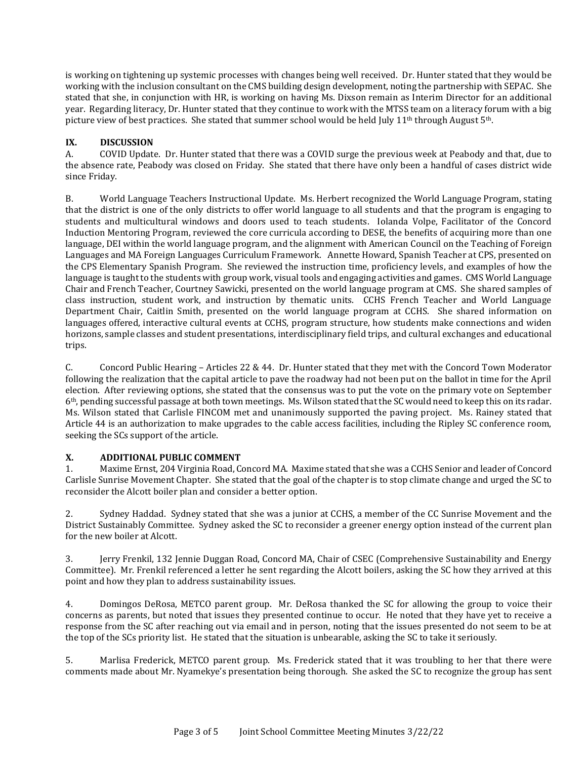is working on tightening up systemic processes with changes being well received. Dr. Hunter stated that they would be working with the inclusion consultant on the CMS building design development, noting the partnership with SEPAC. She stated that she, in conjunction with HR, is working on having Ms. Dixson remain as Interim Director for an additional year. Regarding literacy, Dr. Hunter stated that they continue to work with the MTSS team on a literacy forum with a big picture view of best practices. She stated that summer school would be held July 11th through August 5th.

## IX. DISCUSSION

A. COVID Update. Dr. Hunter stated that there was a COVID surge the previous week at Peabody and that, due to the absence rate, Peabody was closed on Friday. She stated that there have only been a handful of cases district wide since Friday.

B. World Language Teachers Instructional Update. Ms. Herbert recognized the World Language Program, stating that the district is one of the only districts to offer world language to all students and that the program is engaging to students and multicultural windows and doors used to teach students. Iolanda Volpe, Facilitator of the Concord Induction Mentoring Program, reviewed the core curricula according to DESE, the benefits of acquiring more than one language, DEI within the world language program, and the alignment with American Council on the Teaching of Foreign Languages and MA Foreign Languages Curriculum Framework. Annette Howard, Spanish Teacher at CPS, presented on the CPS Elementary Spanish Program. She reviewed the instruction time, proficiency levels, and examples of how the language is taught to the students with group work, visual tools and engaging activities and games. CMS World Language Chair and French Teacher, Courtney Sawicki, presented on the world language program at CMS. She shared samples of class instruction, student work, and instruction by thematic units. CCHS French Teacher and World Language Department Chair, Caitlin Smith, presented on the world language program at CCHS. She shared information on languages offered, interactive cultural events at CCHS, program structure, how students make connections and widen horizons, sample classes and student presentations, interdisciplinary field trips, and cultural exchanges and educational trips.

C. Concord Public Hearing – Articles 22 & 44. Dr. Hunter stated that they met with the Concord Town Moderator following the realization that the capital article to pave the roadway had not been put on the ballot in time for the April election. After reviewing options, she stated that the consensus was to put the vote on the primary vote on September 6th, pending successful passage at both town meetings. Ms. Wilson stated that the SC would need to keep this on its radar. Ms. Wilson stated that Carlisle FINCOM met and unanimously supported the paving project. Ms. Rainey stated that Article 44 is an authorization to make upgrades to the cable access facilities, including the Ripley SC conference room, seeking the SCs support of the article.

## X. ADDITIONAL PUBLIC COMMENT

1. Maxime Ernst, 204 Virginia Road, Concord MA. Maxime stated that she was a CCHS Senior and leader of Concord Carlisle Sunrise Movement Chapter. She stated that the goal of the chapter is to stop climate change and urged the SC to reconsider the Alcott boiler plan and consider a better option.

2. Sydney Haddad. Sydney stated that she was a junior at CCHS, a member of the CC Sunrise Movement and the District Sustainably Committee. Sydney asked the SC to reconsider a greener energy option instead of the current plan for the new boiler at Alcott.

3. Jerry Frenkil, 132 Jennie Duggan Road, Concord MA, Chair of CSEC (Comprehensive Sustainability and Energy Committee). Mr. Frenkil referenced a letter he sent regarding the Alcott boilers, asking the SC how they arrived at this point and how they plan to address sustainability issues.

4. Domingos DeRosa, METCO parent group. Mr. DeRosa thanked the SC for allowing the group to voice their concerns as parents, but noted that issues they presented continue to occur. He noted that they have yet to receive a response from the SC after reaching out via email and in person, noting that the issues presented do not seem to be at the top of the SCs priority list. He stated that the situation is unbearable, asking the SC to take it seriously.

5. Marlisa Frederick, METCO parent group. Ms. Frederick stated that it was troubling to her that there were comments made about Mr. Nyamekye's presentation being thorough. She asked the SC to recognize the group has sent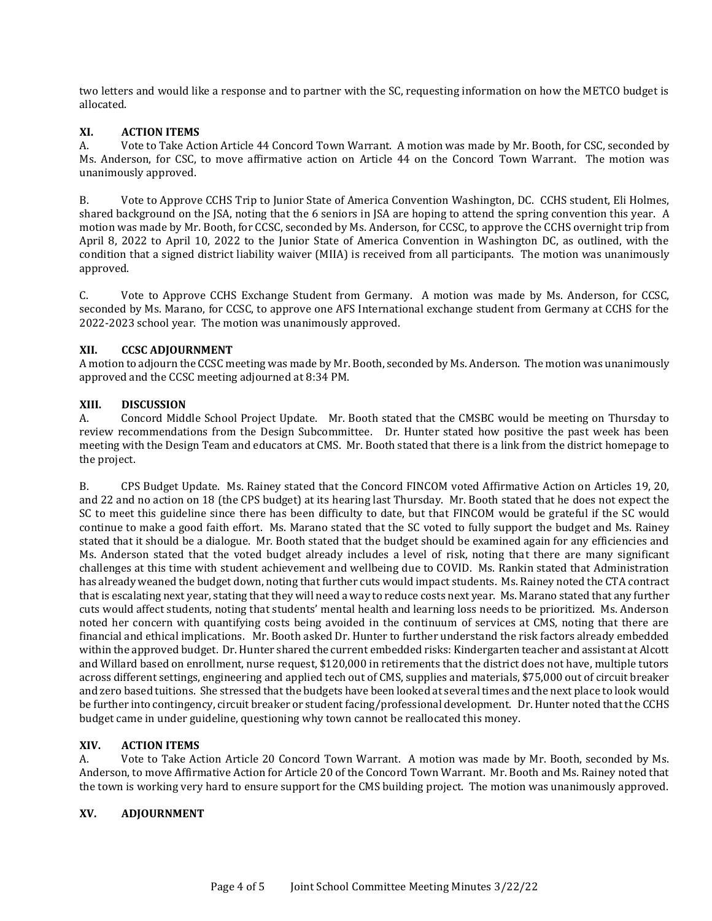two letters and would like a response and to partner with the SC, requesting information on how the METCO budget is allocated.

### XI. ACTION ITEMS

A. Vote to Take Action Article 44 Concord Town Warrant. A motion was made by Mr. Booth, for CSC, seconded by Ms. Anderson, for CSC, to move affirmative action on Article 44 on the Concord Town Warrant. The motion was unanimously approved.

B. Vote to Approve CCHS Trip to Junior State of America Convention Washington, DC. CCHS student, Eli Holmes, shared background on the JSA, noting that the 6 seniors in JSA are hoping to attend the spring convention this year. A motion was made by Mr. Booth, for CCSC, seconded by Ms. Anderson, for CCSC, to approve the CCHS overnight trip from April 8, 2022 to April 10, 2022 to the Junior State of America Convention in Washington DC, as outlined, with the condition that a signed district liability waiver (MIIA) is received from all participants. The motion was unanimously approved.

C. Vote to Approve CCHS Exchange Student from Germany. A motion was made by Ms. Anderson, for CCSC, seconded by Ms. Marano, for CCSC, to approve one AFS International exchange student from Germany at CCHS for the 2022-2023 school year. The motion was unanimously approved.

### XII. CCSC ADJOURNMENT

A motion to adjourn the CCSC meeting was made by Mr. Booth, seconded by Ms. Anderson. The motion was unanimously approved and the CCSC meeting adjourned at 8:34 PM.

### XIII. DISCUSSION

A. Concord Middle School Project Update. Mr. Booth stated that the CMSBC would be meeting on Thursday to review recommendations from the Design Subcommittee. Dr. Hunter stated how positive the past week has been meeting with the Design Team and educators at CMS. Mr. Booth stated that there is a link from the district homepage to the project.

B. CPS Budget Update. Ms. Rainey stated that the Concord FINCOM voted Affirmative Action on Articles 19, 20, and 22 and no action on 18 (the CPS budget) at its hearing last Thursday. Mr. Booth stated that he does not expect the SC to meet this guideline since there has been difficulty to date, but that FINCOM would be grateful if the SC would continue to make a good faith effort. Ms. Marano stated that the SC voted to fully support the budget and Ms. Rainey stated that it should be a dialogue. Mr. Booth stated that the budget should be examined again for any efficiencies and Ms. Anderson stated that the voted budget already includes a level of risk, noting that there are many significant challenges at this time with student achievement and wellbeing due to COVID. Ms. Rankin stated that Administration has already weaned the budget down, noting that further cuts would impact students. Ms. Rainey noted the CTA contract that is escalating next year, stating that they will need a way to reduce costs next year. Ms. Marano stated that any further cuts would affect students, noting that students' mental health and learning loss needs to be prioritized. Ms. Anderson noted her concern with quantifying costs being avoided in the continuum of services at CMS, noting that there are financial and ethical implications. Mr. Booth asked Dr. Hunter to further understand the risk factors already embedded within the approved budget. Dr. Hunter shared the current embedded risks: Kindergarten teacher and assistant at Alcott and Willard based on enrollment, nurse request, $120,000 in retirements that the district does not have, multiple tutors across different settings, engineering and applied tech out of CMS, supplies and materials, $75,000 out of circuit breaker and zero based tuitions. She stressed that the budgets have been looked at several times and the next place to look would be further into contingency, circuit breaker or student facing/professional development. Dr. Hunter noted that the CCHS budget came in under guideline, questioning why town cannot be reallocated this money.

### XIV. ACTION ITEMS

A. Vote to Take Action Article 20 Concord Town Warrant. A motion was made by Mr. Booth, seconded by Ms. Anderson, to move Affirmative Action for Article 20 of the Concord Town Warrant. Mr. Booth and Ms. Rainey noted that the town is working very hard to ensure support for the CMS building project. The motion was unanimously approved.

### XV. ADJOURNMENT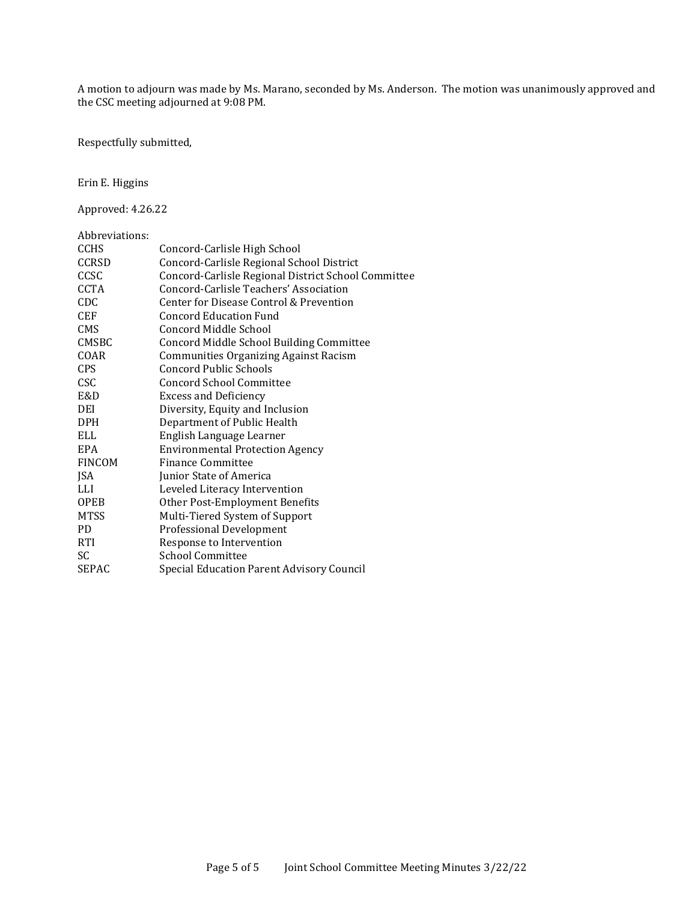A motion to adjourn was made by Ms. Marano, seconded by Ms. Anderson. The motion was unanimously approved and the CSC meeting adjourned at 9:08 PM.

Respectfully submitted,

Erin E. Higgins

Approved: 4.26.22

Abbreviations:

| | |
|---|---|
| CCHS | Concord-Carlisle High School |
| CCRSD | Concord-Carlisle Regional School District |
| CCSC | Concord-Carlisle Regional District School Committee |
| CCTA | Concord-Carlisle Teachers' Association |
| CDC | Center for Disease Control & Prevention |
| CEF | Concord Education Fund |
| CMS | Concord Middle School |
| CMSBC | Concord Middle School Building Committee |
| COAR | Communities Organizing Against Racism |
| CPS | Concord Public Schools |
| CSC | Concord School Committee |
| E&D | Excess and Deficiency |
| DEI | Diversity, Equity and Inclusion |
| DPH | Department of Public Health |
| ELL | English Language Learner |
| EPA | Environmental Protection Agency |
| FINCOM | Finance Committee |
| JSA | Junior State of America |
| LLI | Leveled Literacy Intervention |
| OPEB | Other Post-Employment Benefits |
| MTSS | Multi-Tiered System of Support |
| PD | Professional Development |
| RTI | Response to Intervention |
| SC | School Committee |
| SEPAC | Special Education Parent Advisory Council |